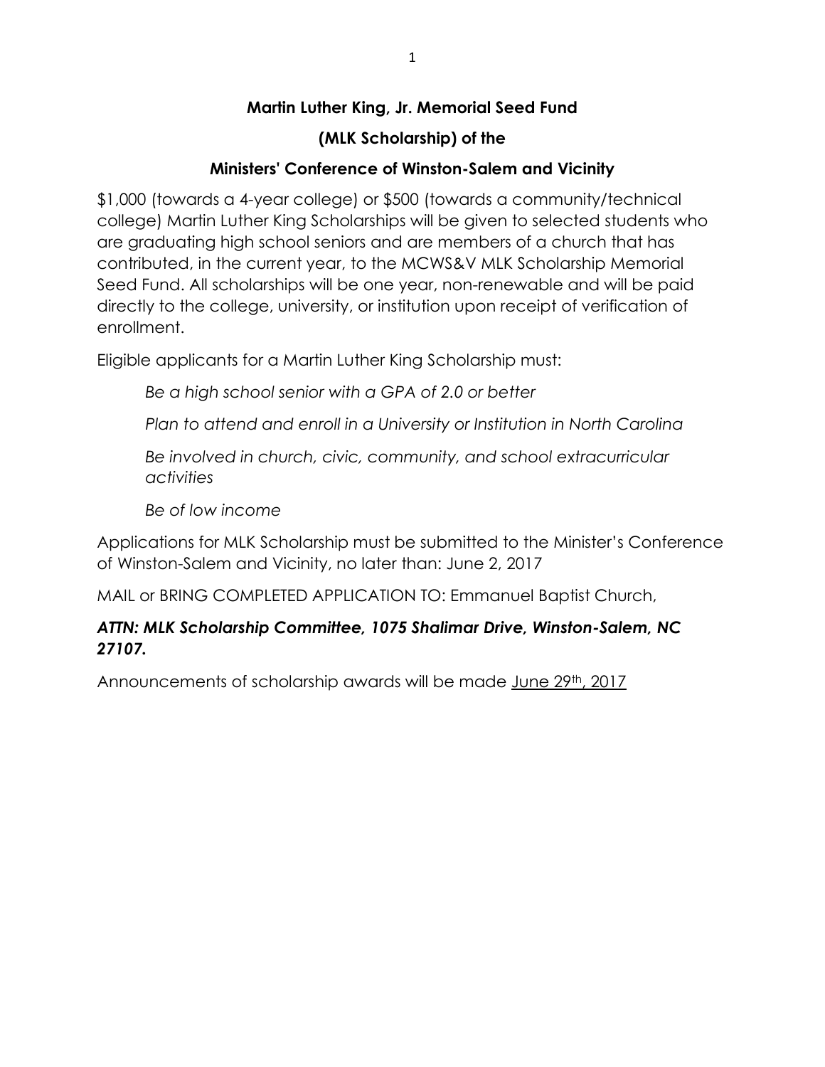**Martin Luther King, Jr. Memorial Seed Fund**

**(MLK Scholarship) of the**

**Ministers' Conference of Winston-Salem and Vicinity**

$1,000 (towards a 4-year college) or $500 (towards a community/technical college) Martin Luther King Scholarships will be given to selected students who are graduating high school seniors and are members of a church that has contributed, in the current year, to the MCWS&V MLK Scholarship Memorial Seed Fund. All scholarships will be one year, non-renewable and will be paid directly to the college, university, or institution upon receipt of verification of enrollment.

Eligible applicants for a Martin Luther King Scholarship must:

*Be a high school senior with a GPA of 2.0 or better*

*Plan to attend and enroll in a University or Institution in North Carolina*

*Be involved in church, civic, community, and school extracurricular activities*

*Be of low income*

Applications for MLK Scholarship must be submitted to the Minister's Conference of Winston-Salem and Vicinity, no later than: June 2, 2017

MAIL or BRING COMPLETED APPLICATION TO: Emmanuel Baptist Church,

***ATTN: MLK Scholarship Committee, 1075 Shalimar Drive, Winston-Salem, NC 27107.***

Announcements of scholarship awards will be made <u>June 29th, 2017</u>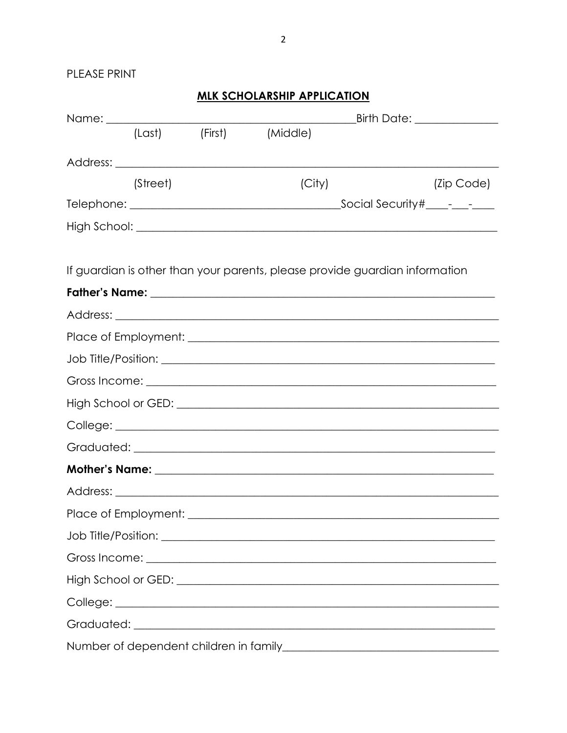PLEASE PRINT

## MLK SCHOLARSHIP APPLICATION

Name: ___________________________________________ Birth Date: ______________
(Last) (First) (Middle)

Address: ____________________________________________________________
(Street) (City) (Zip Code)

Telephone: ___________________________________ Social Security# ____-___-____

High School: __________________________________________________________

If guardian is other than your parents, please provide guardian information

**Father's Name:** _______________________________________________________

Address: ____________________________________________________________

Place of Employment: ____________________________________________________

Job Title/Position: _____________________________________________________

Gross Income: _________________________________________________________

High School or GED: ____________________________________________________

College: _____________________________________________________________

Graduated: ___________________________________________________________

**Mother's Name:** ______________________________________________________

Address: ____________________________________________________________

Place of Employment: ____________________________________________________

Job Title/Position: _____________________________________________________

Gross Income: _________________________________________________________

High School or GED: ____________________________________________________

College: _____________________________________________________________

Graduated: ___________________________________________________________

Number of dependent children in family________________________________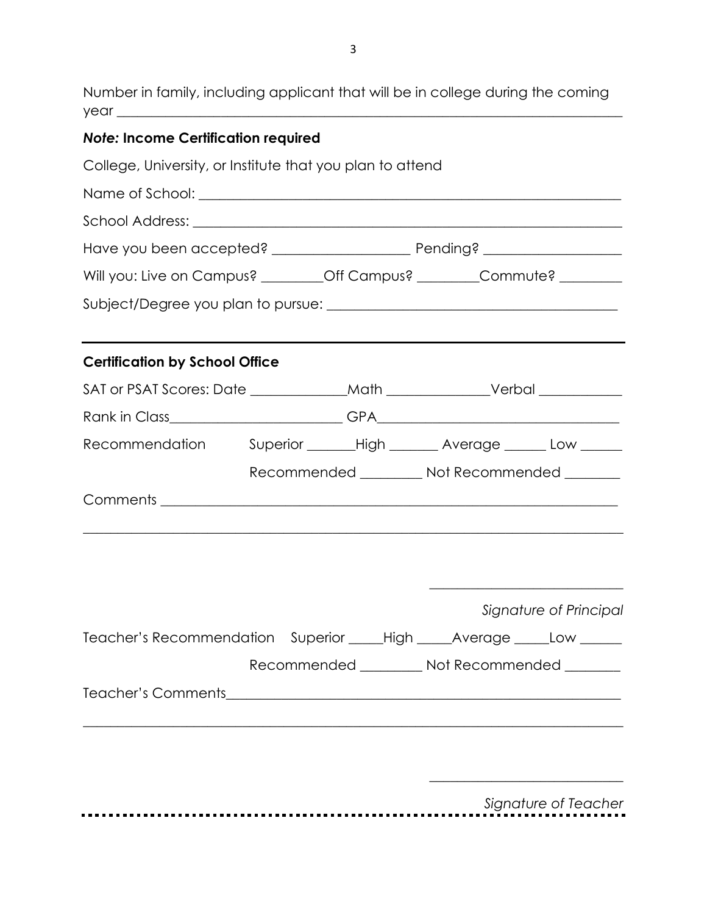Number in family, including applicant that will be in college during the coming year ___________________________________________________________________________

***Note:* Income Certification required**

College, University, or Institute that you plan to attend

Name of School: ___________________________________________________________

School Address: ___________________________________________________________

Have you been accepted? ___________________ Pending? ___________________

Will you: Live on Campus? _________Off Campus? _________Commute? _________

Subject/Degree you plan to pursue: ________________________________________

---

**Certification by School Office**

SAT or PSAT Scores: Date ______________Math ______________Verbal ____________

Rank in Class________________________ GPA__________________________________

Recommendation    Superior _______High _______ Average ______ Low ______

Recommended _________ Not Recommended ________

Comments _________________________________________________________________

___________________________________________________________________________

____________________________

*Signature of Principal*

Teacher's Recommendation   Superior _____High _____Average _____Low ______

Recommended _________ Not Recommended ________

Teacher's Comments________________________________________________________

___________________________________________________________________________

____________________________

*Signature of Teacher*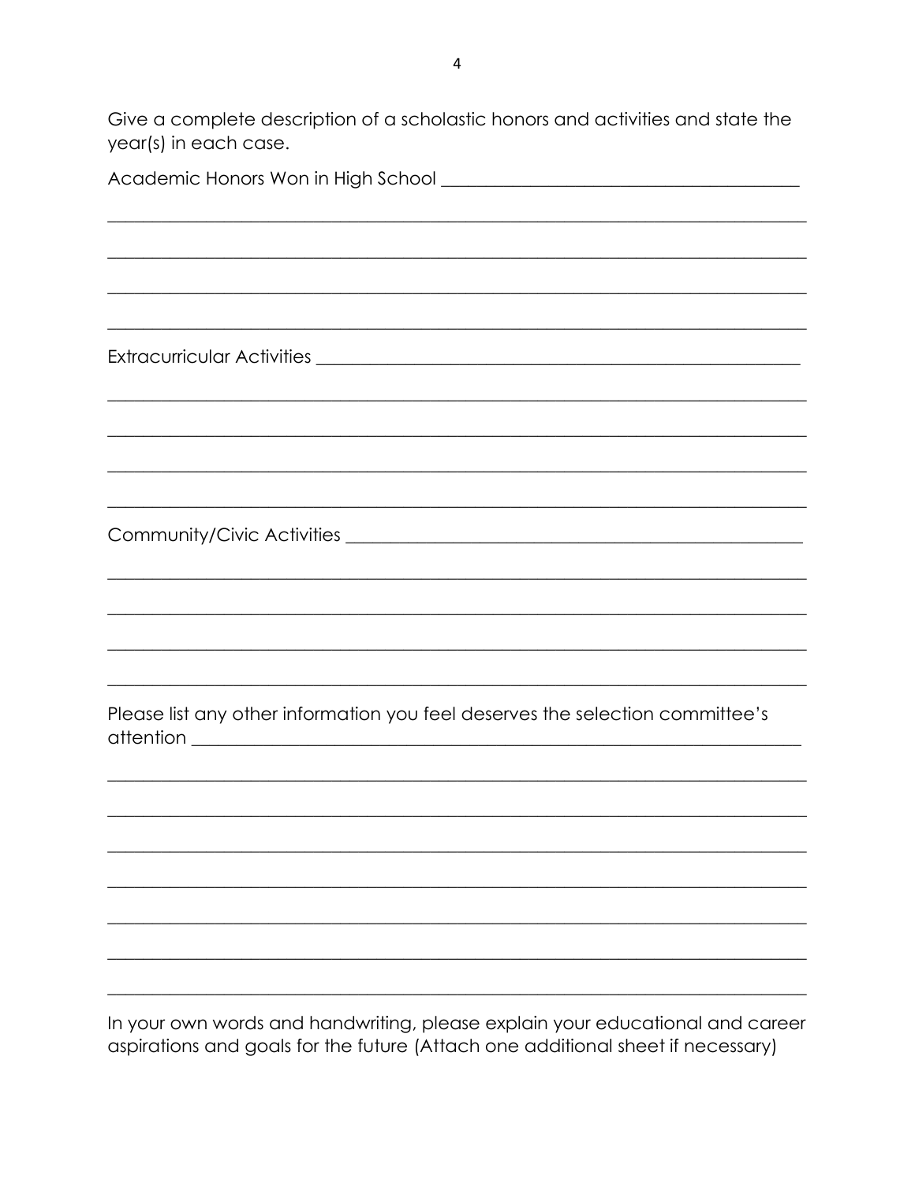Give a complete description of a scholastic honors and activities and state the year(s) in each case.

Academic Honors Won in High School ________________________________________

_____________________________________________________________________________

_____________________________________________________________________________

_____________________________________________________________________________

_____________________________________________________________________________

Extracurricular Activities ________________________________________________

_____________________________________________________________________________

_____________________________________________________________________________

_____________________________________________________________________________

_____________________________________________________________________________

Community/Civic Activities ______________________________________________

_____________________________________________________________________________

_____________________________________________________________________________

_____________________________________________________________________________

_____________________________________________________________________________

Please list any other information you feel deserves the selection committee's attention ________________________________________________________________

_____________________________________________________________________________

_____________________________________________________________________________

_____________________________________________________________________________

_____________________________________________________________________________

_____________________________________________________________________________

_____________________________________________________________________________

_____________________________________________________________________________

In your own words and handwriting, please explain your educational and career aspirations and goals for the future (Attach one additional sheet if necessary)